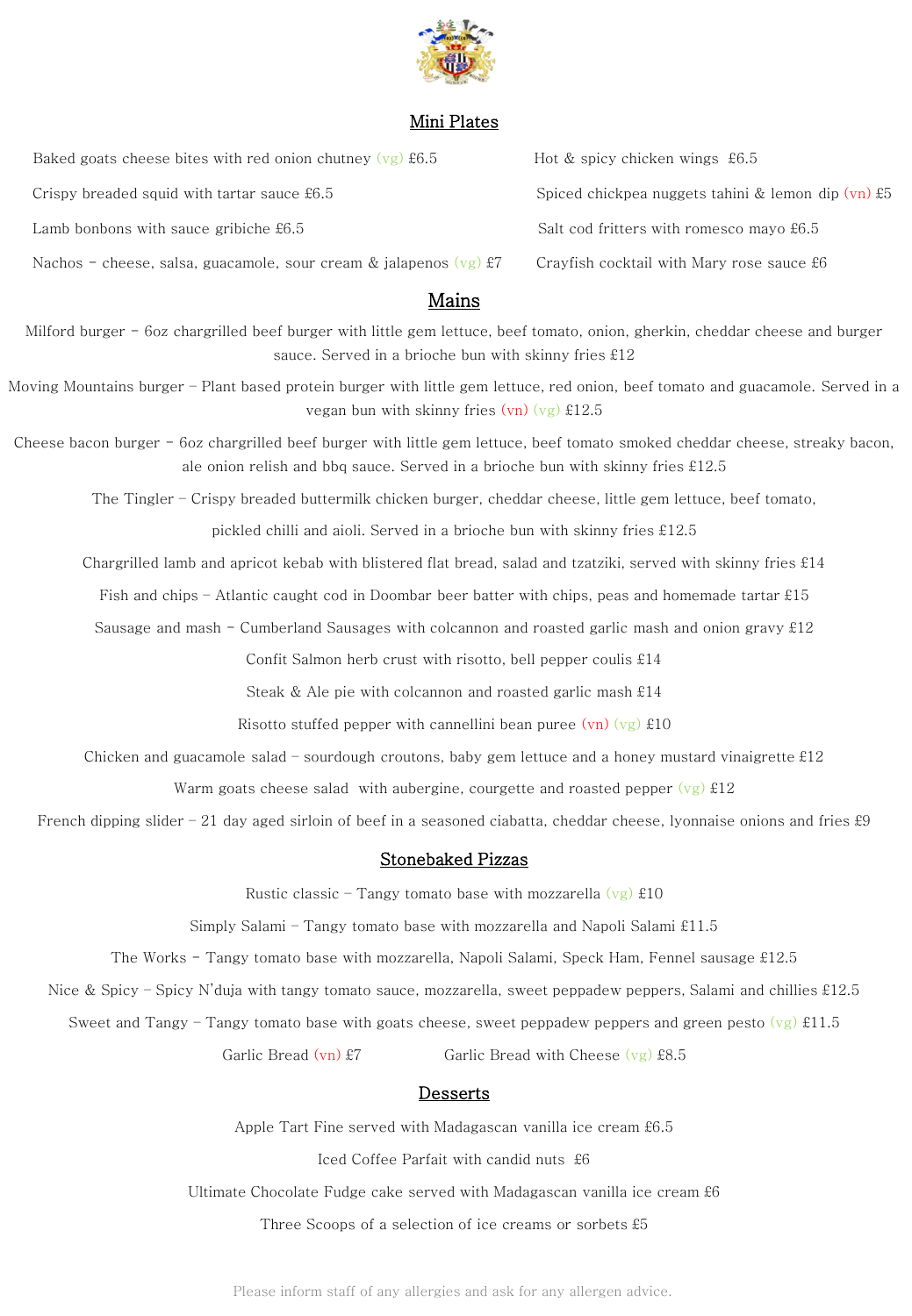## Mini Plates

Baked goats cheese bites with red onion chutney (vg) £6.5

Crispy breaded squid with tartar sauce £6.5

Lamb bonbons with sauce gribiche £6.5

Nachos - cheese, salsa, guacamole, sour cream & jalapenos (vg) £7

Hot & spicy chicken wings £6.5

Spiced chickpea nuggets tahini & lemon dip (vn) £5

Salt cod fritters with romesco mayo £6.5

Crayfish cocktail with Mary rose sauce £6

## Mains

Milford burger - 6oz chargrilled beef burger with little gem lettuce, beef tomato, onion, gherkin, cheddar cheese and burger sauce. Served in a brioche bun with skinny fries £12

Moving Mountains burger – Plant based protein burger with little gem lettuce, red onion, beef tomato and guacamole. Served in a vegan bun with skinny fries (vn) (vg) £12.5

Cheese bacon burger - 6oz chargrilled beef burger with little gem lettuce, beef tomato smoked cheddar cheese, streaky bacon, ale onion relish and bbq sauce. Served in a brioche bun with skinny fries £12.5

The Tingler – Crispy breaded buttermilk chicken burger, cheddar cheese, little gem lettuce, beef tomato, pickled chilli and aioli. Served in a brioche bun with skinny fries £12.5

Chargrilled lamb and apricot kebab with blistered flat bread, salad and tzatziki, served with skinny fries £14

Fish and chips – Atlantic caught cod in Doombar beer batter with chips, peas and homemade tartar £15

Sausage and mash - Cumberland Sausages with colcannon and roasted garlic mash and onion gravy £12

Confit Salmon herb crust with risotto, bell pepper coulis £14

Steak & Ale pie with colcannon and roasted garlic mash £14

Risotto stuffed pepper with cannellini bean puree (vn) (vg) £10

Chicken and guacamole salad – sourdough croutons, baby gem lettuce and a honey mustard vinaigrette £12

Warm goats cheese salad with aubergine, courgette and roasted pepper (vg) £12

French dipping slider – 21 day aged sirloin of beef in a seasoned ciabatta, cheddar cheese, lyonnaise onions and fries £9

## Stonebaked Pizzas

Rustic classic – Tangy tomato base with mozzarella (vg) £10

Simply Salami – Tangy tomato base with mozzarella and Napoli Salami £11.5

The Works - Tangy tomato base with mozzarella, Napoli Salami, Speck Ham, Fennel sausage £12.5

Nice & Spicy – Spicy N'duja with tangy tomato sauce, mozzarella, sweet peppadew peppers, Salami and chillies £12.5

Sweet and Tangy – Tangy tomato base with goats cheese, sweet peppadew peppers and green pesto (vg) £11.5

Garlic Bread (vn) £7

Garlic Bread with Cheese (vg) £8.5

## Desserts

Apple Tart Fine served with Madagascan vanilla ice cream £6.5

Iced Coffee Parfait with candid nuts £6

Ultimate Chocolate Fudge cake served with Madagascan vanilla ice cream £6

Three Scoops of a selection of ice creams or sorbets £5

Please inform staff of any allergies and ask for any allergen advice.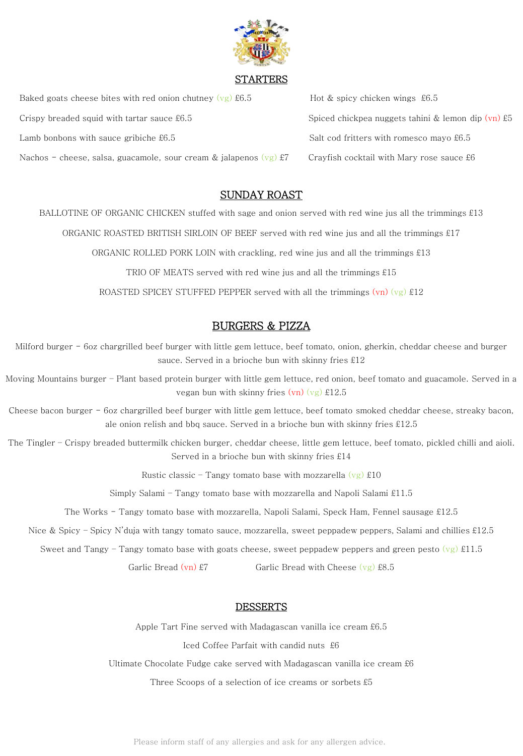## STARTERS

Baked goats cheese bites with red onion chutney (vg) £6.5

Crispy breaded squid with tartar sauce £6.5

Lamb bonbons with sauce gribiche £6.5

Nachos - cheese, salsa, guacamole, sour cream & jalapenos (vg) £7

Hot & spicy chicken wings £6.5

Spiced chickpea nuggets tahini & lemon dip (vn) £5

Salt cod fritters with romesco mayo £6.5

Crayfish cocktail with Mary rose sauce £6

## SUNDAY ROAST

BALLOTINE OF ORGANIC CHICKEN stuffed with sage and onion served with red wine jus all the trimmings £13

ORGANIC ROASTED BRITISH SIRLOIN OF BEEF served with red wine jus and all the trimmings £17

ORGANIC ROLLED PORK LOIN with crackling, red wine jus and all the trimmings £13

TRIO OF MEATS served with red wine jus and all the trimmings £15

ROASTED SPICEY STUFFED PEPPER served with all the trimmings (vn) (vg) £12

## BURGERS & PIZZA

Milford burger - 6oz chargrilled beef burger with little gem lettuce, beef tomato, onion, gherkin, cheddar cheese and burger sauce. Served in a brioche bun with skinny fries £12

Moving Mountains burger – Plant based protein burger with little gem lettuce, red onion, beef tomato and guacamole. Served in a vegan bun with skinny fries (vn) (vg) £12.5

Cheese bacon burger - 6oz chargrilled beef burger with little gem lettuce, beef tomato smoked cheddar cheese, streaky bacon, ale onion relish and bbq sauce. Served in a brioche bun with skinny fries £12.5

The Tingler – Crispy breaded buttermilk chicken burger, cheddar cheese, little gem lettuce, beef tomato, pickled chilli and aioli. Served in a brioche bun with skinny fries £14

Rustic classic – Tangy tomato base with mozzarella (vg) £10

Simply Salami – Tangy tomato base with mozzarella and Napoli Salami £11.5

The Works - Tangy tomato base with mozzarella, Napoli Salami, Speck Ham, Fennel sausage £12.5

Nice & Spicy – Spicy N'duja with tangy tomato sauce, mozzarella, sweet peppadew peppers, Salami and chillies £12.5

Sweet and Tangy – Tangy tomato base with goats cheese, sweet peppadew peppers and green pesto (vg) £11.5

Garlic Bread (vn) £7

Garlic Bread with Cheese (vg) £8.5

## DESSERTS

Apple Tart Fine served with Madagascan vanilla ice cream £6.5

Iced Coffee Parfait with candid nuts £6

Ultimate Chocolate Fudge cake served with Madagascan vanilla ice cream £6

Three Scoops of a selection of ice creams or sorbets £5

Please inform staff of any allergies and ask for any allergen advice.